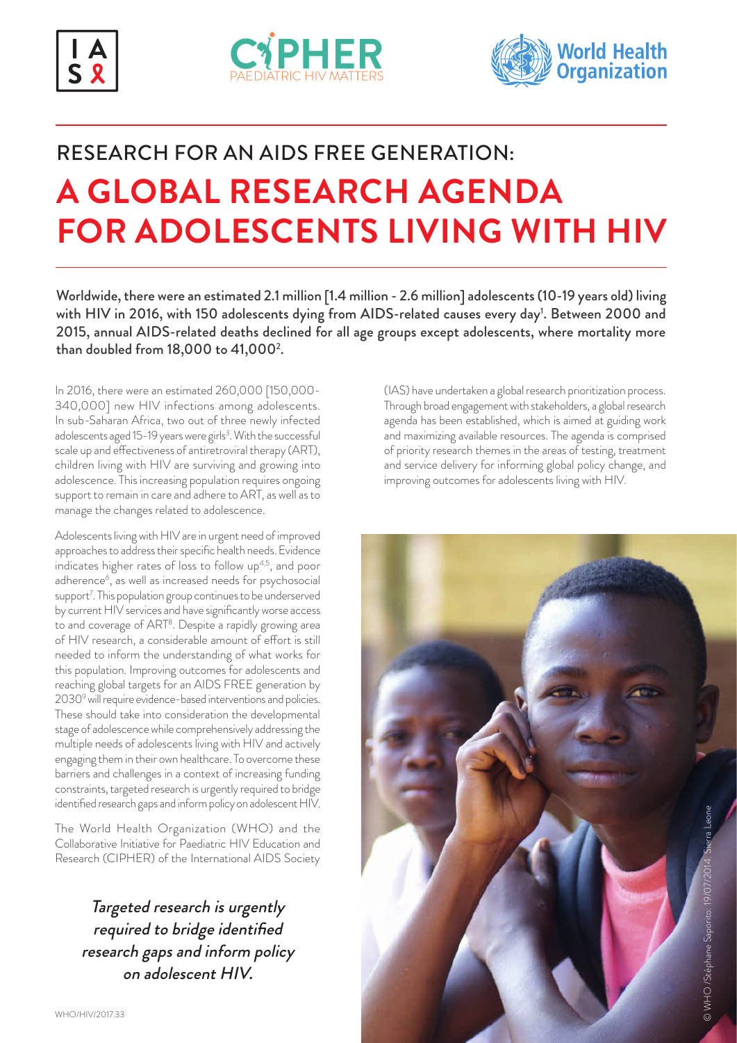# RESEARCH FOR AN AIDS FREE GENERATION:

# A GLOBAL RESEARCH AGENDA FOR ADOLESCENTS LIVING WITH HIV

**Worldwide, there were an estimated 2.1 million [1.4 million - 2.6 million] adolescents (10-19 years old) living with HIV in 2016, with 150 adolescents dying from AIDS-related causes every day[1]. Between 2000 and 2015, annual AIDS-related deaths declined for all age groups except adolescents, where mortality more than doubled from 18,000 to 41,000[2].**

In 2016, there were an estimated 260,000 [150,000-340,000] new HIV infections among adolescents. In sub-Saharan Africa, two out of three newly infected adolescents aged 15-19 years were girls[3]. With the successful scale up and effectiveness of antiretroviral therapy (ART), children living with HIV are surviving and growing into adolescence. This increasing population requires ongoing support to remain in care and adhere to ART, as well as to manage the changes related to adolescence.

Adolescents living with HIV are in urgent need of improved approaches to address their specific health needs. Evidence indicates higher rates of loss to follow up[4,5], and poor adherence[6], as well as increased needs for psychosocial support[7]. This population group continues to be underserved by current HIV services and have significantly worse access to and coverage of ART[8]. Despite a rapidly growing area of HIV research, a considerable amount of effort is still needed to inform the understanding of what works for this population. Improving outcomes for adolescents and reaching global targets for an AIDS FREE generation by 2030[9] will require evidence-based interventions and policies. These should take into consideration the developmental stage of adolescence while comprehensively addressing the multiple needs of adolescents living with HIV and actively engaging them in their own healthcare. To overcome these barriers and challenges in a context of increasing funding constraints, targeted research is urgently required to bridge identified research gaps and inform policy on adolescent HIV.

The World Health Organization (WHO) and the Collaborative Initiative for Paediatric HIV Education and Research (CIPHER) of the International AIDS Society (IAS) have undertaken a global research prioritization process. Through broad engagement with stakeholders, a global research agenda has been established, which is aimed at guiding work and maximizing available resources. The agenda is comprised of priority research themes in the areas of testing, treatment and service delivery for informing global policy change, and improving outcomes for adolescents living with HIV.

*Targeted research is urgently required to bridge identified research gaps and inform policy on adolescent HIV.*

© WHO /Stéphane Saporito; 19/07/2014; Sierra Leone

WHO/HIV/2017.33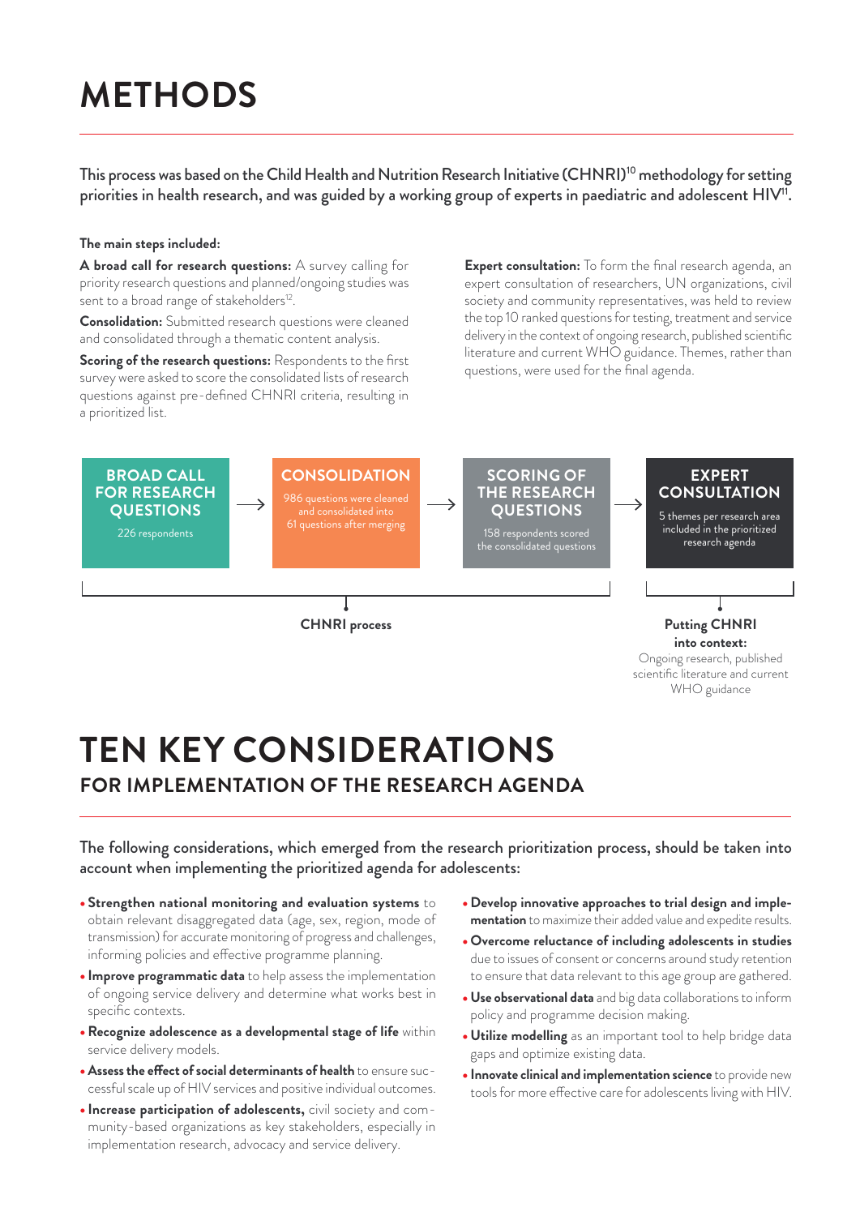# METHODS

This process was based on the Child Health and Nutrition Research Initiative (CHNRI)[10] methodology for setting priorities in health research, and was guided by a working group of experts in paediatric and adolescent HIV[11].

**The main steps included:**

**A broad call for research questions:** A survey calling for priority research questions and planned/ongoing studies was sent to a broad range of stakeholders[12].

**Consolidation:** Submitted research questions were cleaned and consolidated through a thematic content analysis.

**Scoring of the research questions:** Respondents to the first survey were asked to score the consolidated lists of research questions against pre-defined CHNRI criteria, resulting in a prioritized list.

**Expert consultation:** To form the final research agenda, an expert consultation of researchers, UN organizations, civil society and community representatives, was held to review the top 10 ranked questions for testing, treatment and service delivery in the context of ongoing research, published scientific literature and current WHO guidance. Themes, rather than questions, were used for the final agenda.

**BROAD CALL FOR RESEARCH QUESTIONS**
226 respondents

→ **CONSOLIDATION**
986 questions were cleaned and consolidated into 61 questions after merging

→ **SCORING OF THE RESEARCH QUESTIONS**
158 respondents scored the consolidated questions

→ **EXPERT CONSULTATION**
5 themes per research area included in the prioritized research agenda

**CHNRI process** (first three steps)

**Putting CHNRI into context:** Ongoing research, published scientific literature and current WHO guidance (expert consultation)

# TEN KEY CONSIDERATIONS

## FOR IMPLEMENTATION OF THE RESEARCH AGENDA

The following considerations, which emerged from the research prioritization process, should be taken into account when implementing the prioritized agenda for adolescents:

- **Strengthen national monitoring and evaluation systems** to obtain relevant disaggregated data (age, sex, region, mode of transmission) for accurate monitoring of progress and challenges, informing policies and effective programme planning.
- **Improve programmatic data** to help assess the implementation of ongoing service delivery and determine what works best in specific contexts.
- **Recognize adolescence as a developmental stage of life** within service delivery models.
- **Assess the effect of social determinants of health** to ensure successful scale up of HIV services and positive individual outcomes.
- **Increase participation of adolescents,** civil society and community-based organizations as key stakeholders, especially in implementation research, advocacy and service delivery.
- **Develop innovative approaches to trial design and implementation** to maximize their added value and expedite results.
- **Overcome reluctance of including adolescents in studies** due to issues of consent or concerns around study retention to ensure that data relevant to this age group are gathered.
- **Use observational data** and big data collaborations to inform policy and programme decision making.
- **Utilize modelling** as an important tool to help bridge data gaps and optimize existing data.
- **Innovate clinical and implementation science** to provide new tools for more effective care for adolescents living with HIV.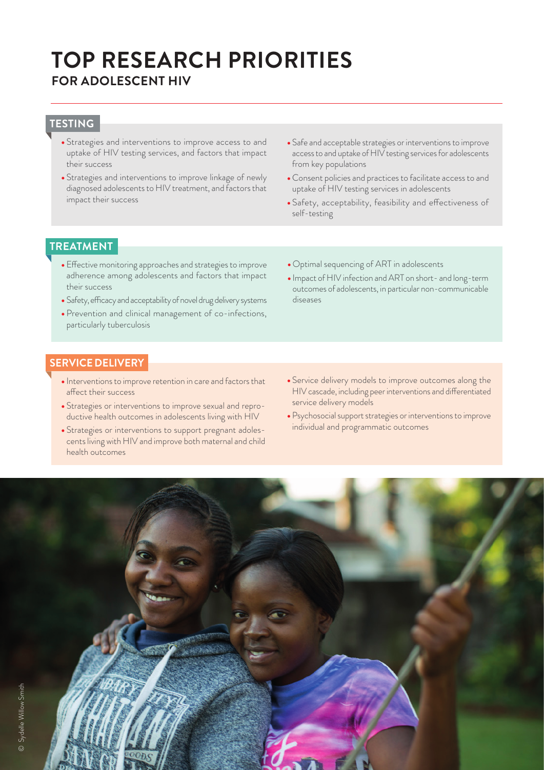# TOP RESEARCH PRIORITIES
## FOR ADOLESCENT HIV

### TESTING

- Strategies and interventions to improve access to and uptake of HIV testing services, and factors that impact their success
- Strategies and interventions to improve linkage of newly diagnosed adolescents to HIV treatment, and factors that impact their success
- Safe and acceptable strategies or interventions to improve access to and uptake of HIV testing services for adolescents from key populations
- Consent policies and practices to facilitate access to and uptake of HIV testing services in adolescents
- Safety, acceptability, feasibility and effectiveness of self-testing

### TREATMENT

- Effective monitoring approaches and strategies to improve adherence among adolescents and factors that impact their success
- Safety, efficacy and acceptability of novel drug delivery systems
- Prevention and clinical management of co-infections, particularly tuberculosis
- Optimal sequencing of ART in adolescents
- Impact of HIV infection and ART on short- and long-term outcomes of adolescents, in particular non-communicable diseases

### SERVICE DELIVERY

- Interventions to improve retention in care and factors that affect their success
- Strategies or interventions to improve sexual and reproductive health outcomes in adolescents living with HIV
- Strategies or interventions to support pregnant adolescents living with HIV and improve both maternal and child health outcomes
- Service delivery models to improve outcomes along the HIV cascade, including peer interventions and differentiated service delivery models
- Psychosocial support strategies or interventions to improve individual and programmatic outcomes

© Sydelle Willow Smith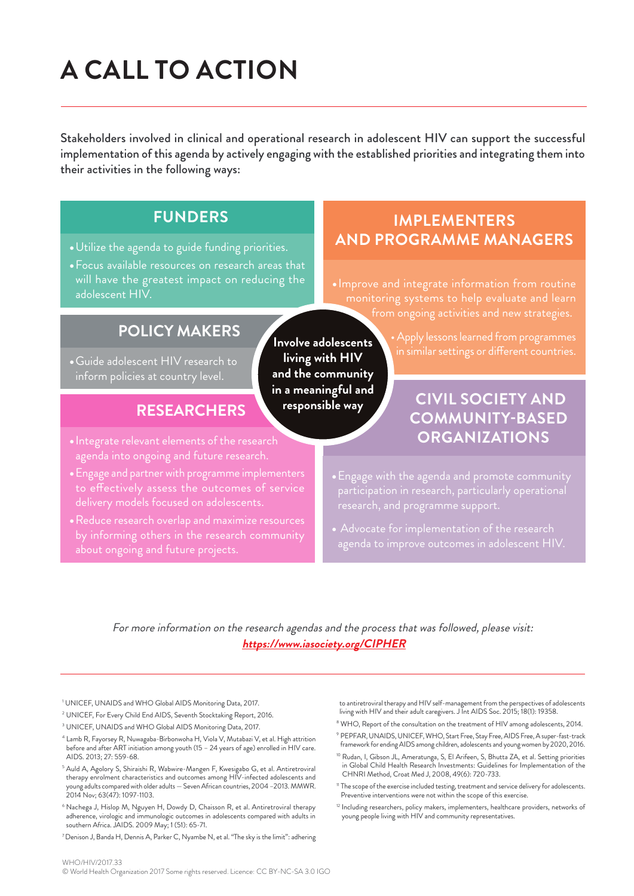# A CALL TO ACTION

Stakeholders involved in clinical and operational research in adolescent HIV can support the successful implementation of this agenda by actively engaging with the established priorities and integrating them into their activities in the following ways:

## FUNDERS

- Utilize the agenda to guide funding priorities.
- Focus available resources on research areas that will have the greatest impact on reducing the adolescent HIV.

## IMPLEMENTERS AND PROGRAMME MANAGERS

- Improve and integrate information from routine monitoring systems to help evaluate and learn from ongoing activities and new strategies.
- Apply lessons learned from programmes in similar settings or different countries.

## POLICY MAKERS

- Guide adolescent HIV research to inform policies at country level.

**Involve adolescents living with HIV and the community in a meaningful and responsible way**

## RESEARCHERS

- Integrate relevant elements of the research agenda into ongoing and future research.
- Engage and partner with programme implementers to effectively assess the outcomes of service delivery models focused on adolescents.
- Reduce research overlap and maximize resources by informing others in the research community about ongoing and future projects.

## CIVIL SOCIETY AND COMMUNITY-BASED ORGANIZATIONS

- Engage with the agenda and promote community participation in research, particularly operational research, and programme support.
- Advocate for implementation of the research agenda to improve outcomes in adolescent HIV.

*For more information on the research agendas and the process that was followed, please visit:* ***https://www.iasociety.org/CIPHER***

---

[1] UNICEF, UNAIDS and WHO Global AIDS Monitoring Data, 2017.

[2] UNICEF, For Every Child End AIDS, Seventh Stocktaking Report, 2016.

[3] UNICEF, UNAIDS and WHO Global AIDS Monitoring Data, 2017.

[4] Lamb R, Fayorsey R, Nuwagaba-Birbonwoha H, Viola V, Mutabazi V, et al. High attrition before and after ART initiation among youth (15 – 24 years of age) enrolled in HIV care. AIDS. 2013; 27: 559-68.

[5] Auld A, Agolory S, Shiraishi R, Wabwire-Mangen F, Kwesigabo G, et al. Antiretroviral therapy enrolment characteristics and outcomes among HIV-infected adolescents and young adults compared with older adults — Seven African countries, 2004 –2013. MMWR. 2014 Nov; 63(47): 1097-1103.

[6] Nachega J, Hislop M, Nguyen H, Dowdy D, Chaisson R, et al. Antiretroviral therapy adherence, virologic and immunologic outcomes in adolescents compared with adults in southern Africa. JAIDS. 2009 May; 1 (51): 65-71.

[7] Denison J, Banda H, Dennis A, Parker C, Nyambe N, et al. "The sky is the limit": adhering to antiretroviral therapy and HIV self-management from the perspectives of adolescents living with HIV and their adult caregivers. J Int AIDS Soc. 2015; 18(1): 19358.

[8] WHO, Report of the consultation on the treatment of HIV among adolescents, 2014.

[9] PEPFAR, UNAIDS, UNICEF, WHO, Start Free, Stay Free, AIDS Free, A super-fast-track framework for ending AIDS among children, adolescents and young women by 2020, 2016.

[10] Rudan, I, Gibson JL, Ameratunga, S, El Arifeen, S, Bhutta ZA, et al. Setting priorities in Global Child Health Research Investments: Guidelines for Implementation of the CHNRI Method, Croat Med J, 2008, 49(6): 720-733.

[11] The scope of the exercise included testing, treatment and service delivery for adolescents. Preventive interventions were not within the scope of this exercise.

[12] Including researchers, policy makers, implementers, healthcare providers, networks of young people living with HIV and community representatives.

WHO/HIV/2017.33
© World Health Organization 2017 Some rights reserved. Licence: CC BY-NC-SA 3.0 IGO